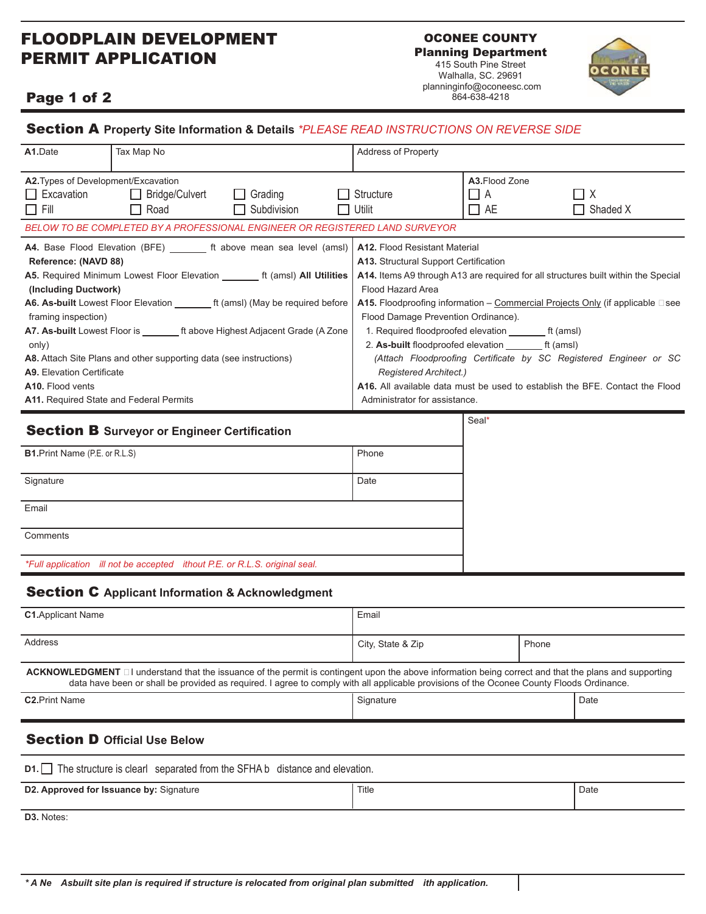# FLOODPLAIN DEVELOPMENT PERMIT APPLICATION

**OCONEE COUNTY**
**Planning Department**
415 South Pine Street
Walhalla, SC. 29691
planninginfo@oconeesc.com
864-638-4218

## Section A Property Site Information & Details *\*PLEASE READ INSTRUCTIONS ON REVERSE SIDE*

| **A1.** Date | Tax Map No | Address of Property |
|---|---|---|
| | | |

**A2.** Types of Development/Excavation

- ☐ Excavation ☐ Bridge/Culvert ☐ Grading ☐ Structure
- ☐ Fill ☐ Road ☐ Subdivision ☐ Utilit

**A3.** Flood Zone

- ☐ A ☐ X
- ☐ AE ☐ Shaded X

*BELOW TO BE COMPLETED BY A PROFESSIONAL ENGINEER OR REGISTERED LAND SURVEYOR*

**A4.** Base Flood Elevation (BFE) _______ ft above mean sea level (amsl) **Reference: (NAVD 88)**

**A5.** Required Minimum Lowest Floor Elevation _______ ft (amsl) **All Utilities (Including Ductwork)**

**A6. As-built** Lowest Floor Elevation _______ ft (amsl) (May be required before framing inspection)

**A7. As-built** Lowest Floor is _______ ft above Highest Adjacent Grade (A Zone only)

**A8.** Attach Site Plans and other supporting data (see instructions)

**A9.** Elevation Certificate

**A10.** Flood vents

**A11.** Required State and Federal Permits

**A12.** Flood Resistant Material

**A13.** Structural Support Certification

**A14.** Items A9 through A13 are required for all structures built within the Special Flood Hazard Area

**A15.** Floodproofing information – Commercial Projects Only (if applicable see Flood Damage Prevention Ordinance).

1. Required floodproofed elevation _______ ft (amsl)
2. **As-built** floodproofed elevation _______ ft (amsl)

*(Attach Floodproofing Certificate by SC Registered Engineer or SC Registered Architect.)*

**A16.** All available data must be used to establish the BFE. Contact the Flood Administrator for assistance.

## Section B Surveyor or Engineer Certification

| **B1.** Print Name (P.E. or R.L.S) | Phone |
|---|---|
| Signature | Date |
| Email | |
| Comments | |

Seal*

*\*Full application ill not be accepted ithout P.E. or R.L.S. original seal.*

## Section C Applicant Information & Acknowledgment

| **C1.** Applicant Name | Email | |
|---|---|---|
| Address | City, State & Zip | Phone |

**ACKNOWLEDGMENT** ☐ I understand that the issuance of the permit is contingent upon the above information being correct and that the plans and supporting data have been or shall be provided as required. I agree to comply with all applicable provisions of the Oconee County Floods Ordinance.

| **C2.** Print Name | Signature | Date |
|---|---|---|
| | | |

## Section D Official Use Below

**D1.** ☐ The structure is clearl separated from the SFHA b distance and elevation.

| **D2. Approved for Issuance by:** Signature | Title | Date |
|---|---|---|
| | | |

**D3.** Notes:

***\* A Ne Asbuilt site plan is required if structure is relocated from original plan submitted ith application.***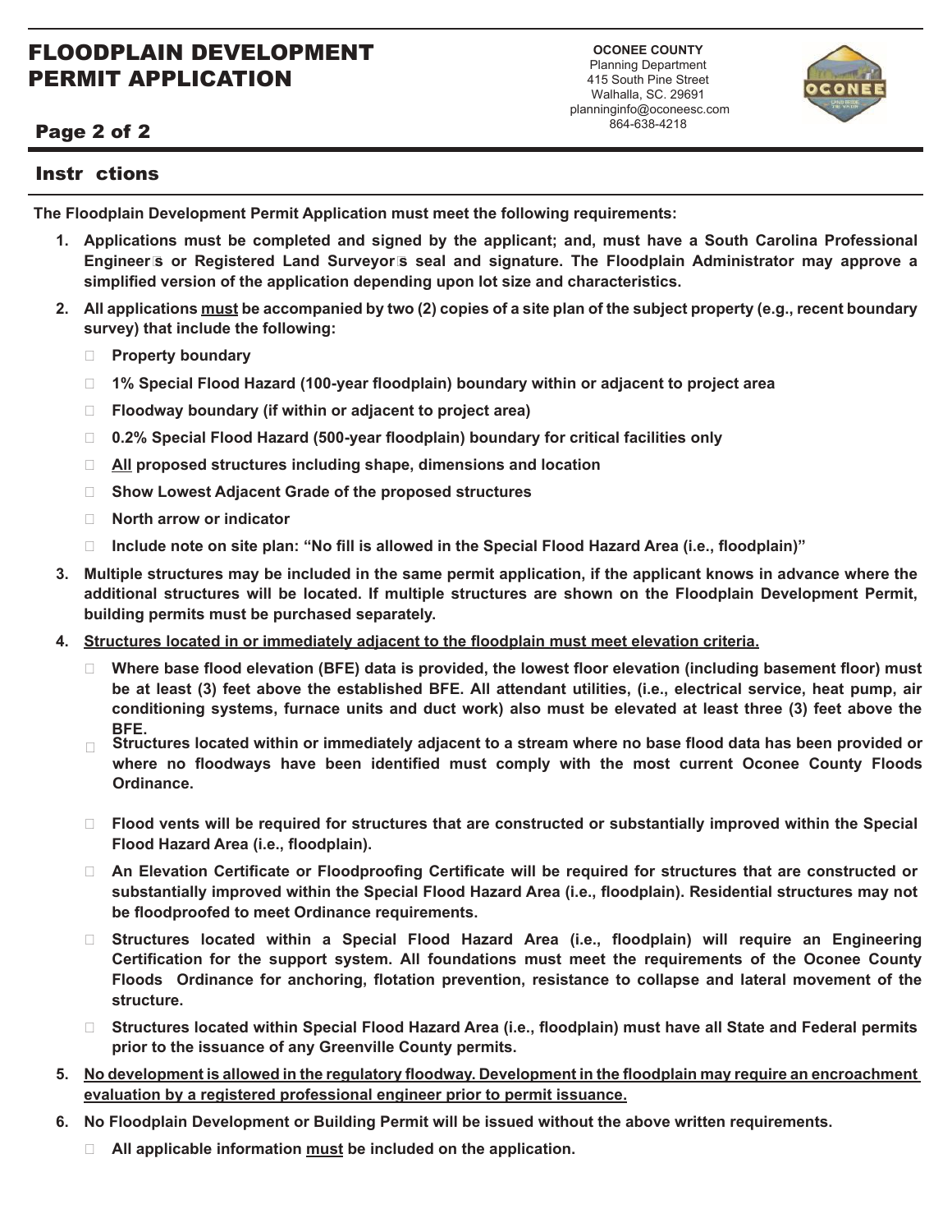# FLOODPLAIN DEVELOPMENT PERMIT APPLICATION

**OCONEE COUNTY**
Planning Department
415 South Pine Street
Walhalla, SC. 29691
planninginfo@oconeesc.com
864-638-4218

## Instr ctions

**The Floodplain Development Permit Application must meet the following requirements:**

1. **Applications must be completed and signed by the applicant; and, must have a South Carolina Professional Engineer's or Registered Land Surveyor's seal and signature. The Floodplain Administrator may approve a simplified version of the application depending upon lot size and characteristics.**
2. **All applications <u>must</u> be accompanied by two (2) copies of a site plan of the subject property (e.g., recent boundary survey) that include the following:**
   - **Property boundary**
   - **1% Special Flood Hazard (100-year floodplain) boundary within or adjacent to project area**
   - **Floodway boundary (if within or adjacent to project area)**
   - **0.2% Special Flood Hazard (500-year floodplain) boundary for critical facilities only**
   - **<u>All</u> proposed structures including shape, dimensions and location**
   - **Show Lowest Adjacent Grade of the proposed structures**
   - **North arrow or indicator**
   - **Include note on site plan: "No fill is allowed in the Special Flood Hazard Area (i.e., floodplain)"**
3. **Multiple structures may be included in the same permit application, if the applicant knows in advance where the additional structures will be located. If multiple structures are shown on the Floodplain Development Permit, building permits must be purchased separately.**
4. **<u>Structures located in or immediately adjacent to the floodplain must meet elevation criteria.</u>**
   - **Where base flood elevation (BFE) data is provided, the lowest floor elevation (including basement floor) must be at least (3) feet above the established BFE. All attendant utilities, (i.e., electrical service, heat pump, air conditioning systems, furnace units and duct work) also must be elevated at least three (3) feet above the BFE.**
   - **Structures located within or immediately adjacent to a stream where no base flood data has been provided or where no floodways have been identified must comply with the most current Oconee County Floods Ordinance.**
   - **Flood vents will be required for structures that are constructed or substantially improved within the Special Flood Hazard Area (i.e., floodplain).**
   - **An Elevation Certificate or Floodproofing Certificate will be required for structures that are constructed or substantially improved within the Special Flood Hazard Area (i.e., floodplain). Residential structures may not be floodproofed to meet Ordinance requirements.**
   - **Structures located within a Special Flood Hazard Area (i.e., floodplain) will require an Engineering Certification for the support system. All foundations must meet the requirements of the Oconee County Floods Ordinance for anchoring, flotation prevention, resistance to collapse and lateral movement of the structure.**
   - **Structures located within Special Flood Hazard Area (i.e., floodplain) must have all State and Federal permits prior to the issuance of any Greenville County permits.**
5. **<u>No development is allowed in the regulatory floodway. Development in the floodplain may require an encroachment evaluation by a registered professional engineer prior to permit issuance.</u>**
6. **No Floodplain Development or Building Permit will be issued without the above written requirements.**
   - **All applicable information <u>must</u> be included on the application.**